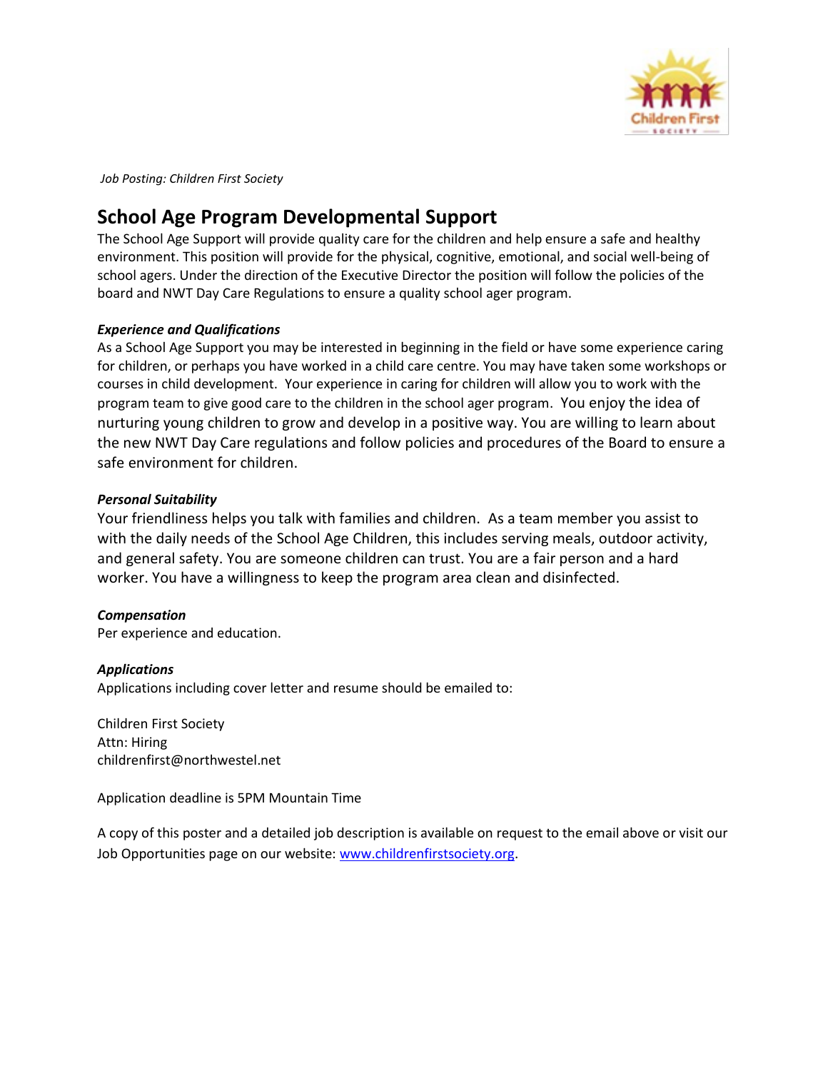*Job Posting: Children First Society*

# School Age Program Developmental Support

The School Age Support will provide quality care for the children and help ensure a safe and healthy environment. This position will provide for the physical, cognitive, emotional, and social well-being of school agers. Under the direction of the Executive Director the position will follow the policies of the board and NWT Day Care Regulations to ensure a quality school ager program.

***Experience and Qualifications***

As a School Age Support you may be interested in beginning in the field or have some experience caring for children, or perhaps you have worked in a child care centre. You may have taken some workshops or courses in child development. Your experience in caring for children will allow you to work with the program team to give good care to the children in the school ager program. You enjoy the idea of nurturing young children to grow and develop in a positive way. You are willing to learn about the new NWT Day Care regulations and follow policies and procedures of the Board to ensure a safe environment for children.

***Personal Suitability***

Your friendliness helps you talk with families and children. As a team member you assist to with the daily needs of the School Age Children, this includes serving meals, outdoor activity, and general safety. You are someone children can trust. You are a fair person and a hard worker. You have a willingness to keep the program area clean and disinfected.

***Compensation***

Per experience and education.

***Applications***

Applications including cover letter and resume should be emailed to:

Children First Society
Attn: Hiring
childrenfirst@northwestel.net

Application deadline is 5PM Mountain Time

A copy of this poster and a detailed job description is available on request to the email above or visit our Job Opportunities page on our website: [www.childrenfirstsociety.org](http://www.childrenfirstsociety.org).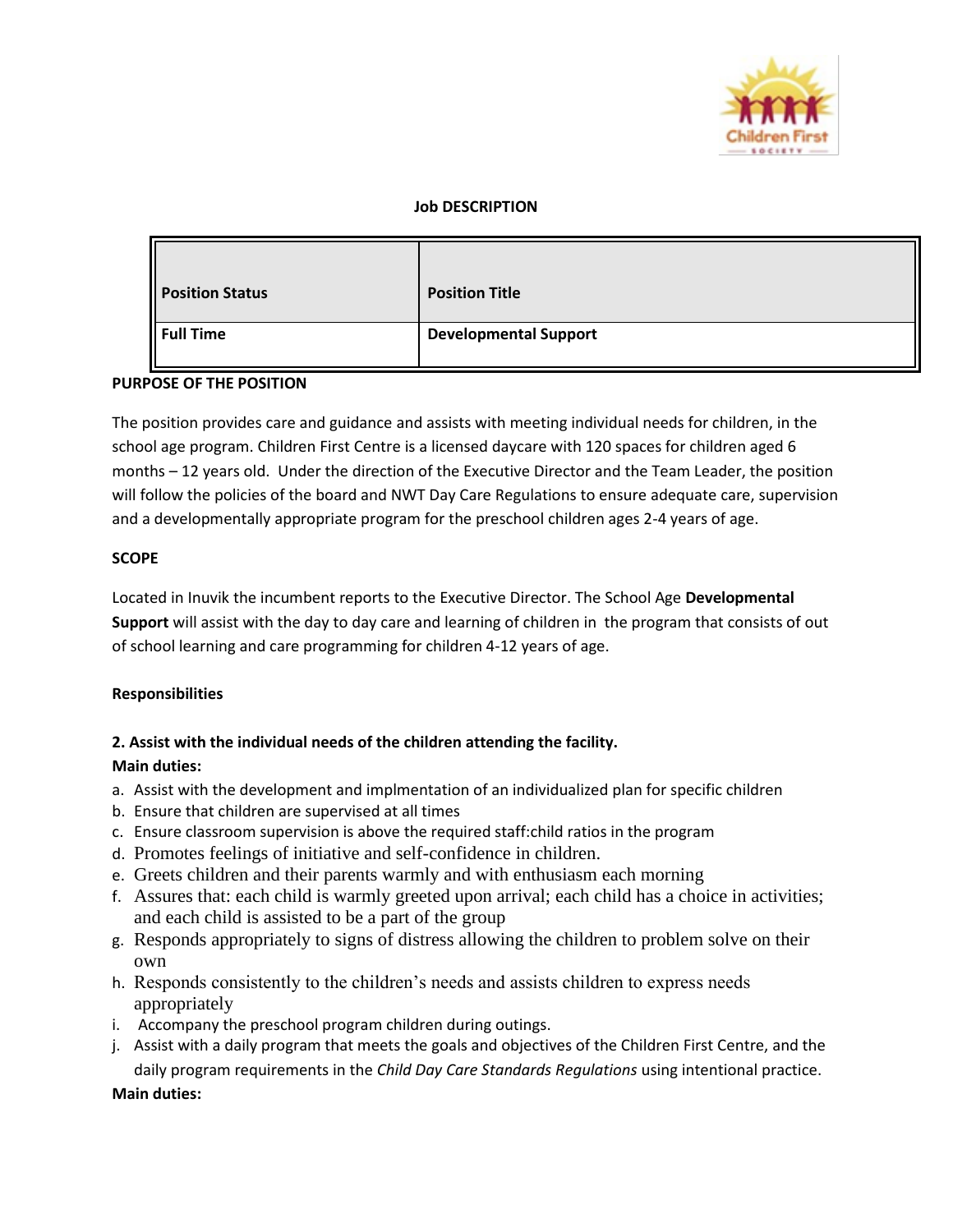**Job DESCRIPTION**

| **Position Status** | **Position Title** |
| --- | --- |
| **Full Time** | **Developmental Support** |

**PURPOSE OF THE POSITION**

The position provides care and guidance and assists with meeting individual needs for children, in the school age program. Children First Centre is a licensed daycare with 120 spaces for children aged 6 months – 12 years old. Under the direction of the Executive Director and the Team Leader, the position will follow the policies of the board and NWT Day Care Regulations to ensure adequate care, supervision and a developmentally appropriate program for the preschool children ages 2-4 years of age.

**SCOPE**

Located in Inuvik the incumbent reports to the Executive Director. The School Age **Developmental Support** will assist with the day to day care and learning of children in the program that consists of out of school learning and care programming for children 4-12 years of age.

**Responsibilities**

**2. Assist with the individual needs of the children attending the facility.**

**Main duties:**

a. Assist with the development and implmentation of an individualized plan for specific children
b. Ensure that children are supervised at all times
c. Ensure classroom supervision is above the required staff:child ratios in the program
d. Promotes feelings of initiative and self-confidence in children.
e. Greets children and their parents warmly and with enthusiasm each morning
f. Assures that: each child is warmly greeted upon arrival; each child has a choice in activities; and each child is assisted to be a part of the group
g. Responds appropriately to signs of distress allowing the children to problem solve on their own
h. Responds consistently to the children's needs and assists children to express needs appropriately
i. Accompany the preschool program children during outings.
j. Assist with a daily program that meets the goals and objectives of the Children First Centre, and the daily program requirements in the *Child Day Care Standards Regulations* using intentional practice.

**Main duties:**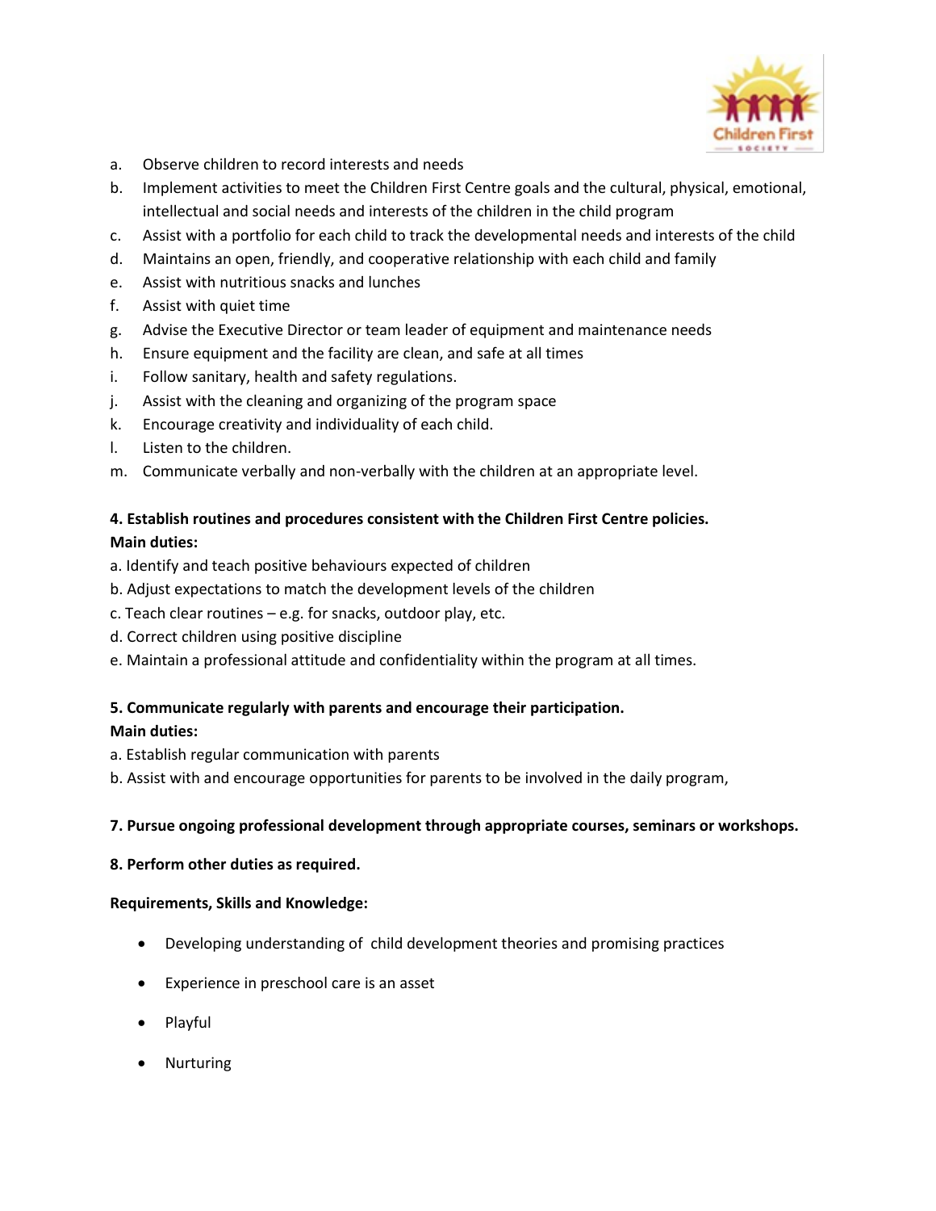a. Observe children to record interests and needs
b. Implement activities to meet the Children First Centre goals and the cultural, physical, emotional, intellectual and social needs and interests of the children in the child program
c. Assist with a portfolio for each child to track the developmental needs and interests of the child
d. Maintains an open, friendly, and cooperative relationship with each child and family
e. Assist with nutritious snacks and lunches
f. Assist with quiet time
g. Advise the Executive Director or team leader of equipment and maintenance needs
h. Ensure equipment and the facility are clean, and safe at all times
i. Follow sanitary, health and safety regulations.
j. Assist with the cleaning and organizing of the program space
k. Encourage creativity and individuality of each child.
l. Listen to the children.
m. Communicate verbally and non-verbally with the children at an appropriate level.

**4. Establish routines and procedures consistent with the Children First Centre policies.**
**Main duties:**

a. Identify and teach positive behaviours expected of children
b. Adjust expectations to match the development levels of the children
c. Teach clear routines – e.g. for snacks, outdoor play, etc.
d. Correct children using positive discipline
e. Maintain a professional attitude and confidentiality within the program at all times.

**5. Communicate regularly with parents and encourage their participation.**
**Main duties:**

a. Establish regular communication with parents
b. Assist with and encourage opportunities for parents to be involved in the daily program,

**7. Pursue ongoing professional development through appropriate courses, seminars or workshops.**

**8. Perform other duties as required.**

**Requirements, Skills and Knowledge:**

- Developing understanding of child development theories and promising practices
- Experience in preschool care is an asset
- Playful
- Nurturing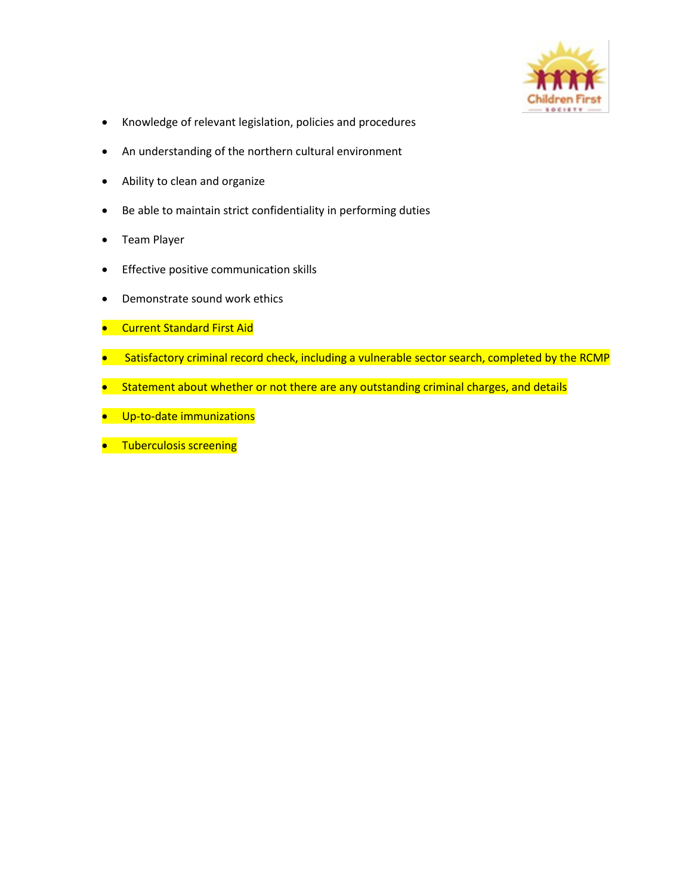- Knowledge of relevant legislation, policies and procedures
- An understanding of the northern cultural environment
- Ability to clean and organize
- Be able to maintain strict confidentiality in performing duties
- Team Player
- Effective positive communication skills
- Demonstrate sound work ethics
- Current Standard First Aid
- Satisfactory criminal record check, including a vulnerable sector search, completed by the RCMP
- Statement about whether or not there are any outstanding criminal charges, and details
- Up-to-date immunizations
- Tuberculosis screening